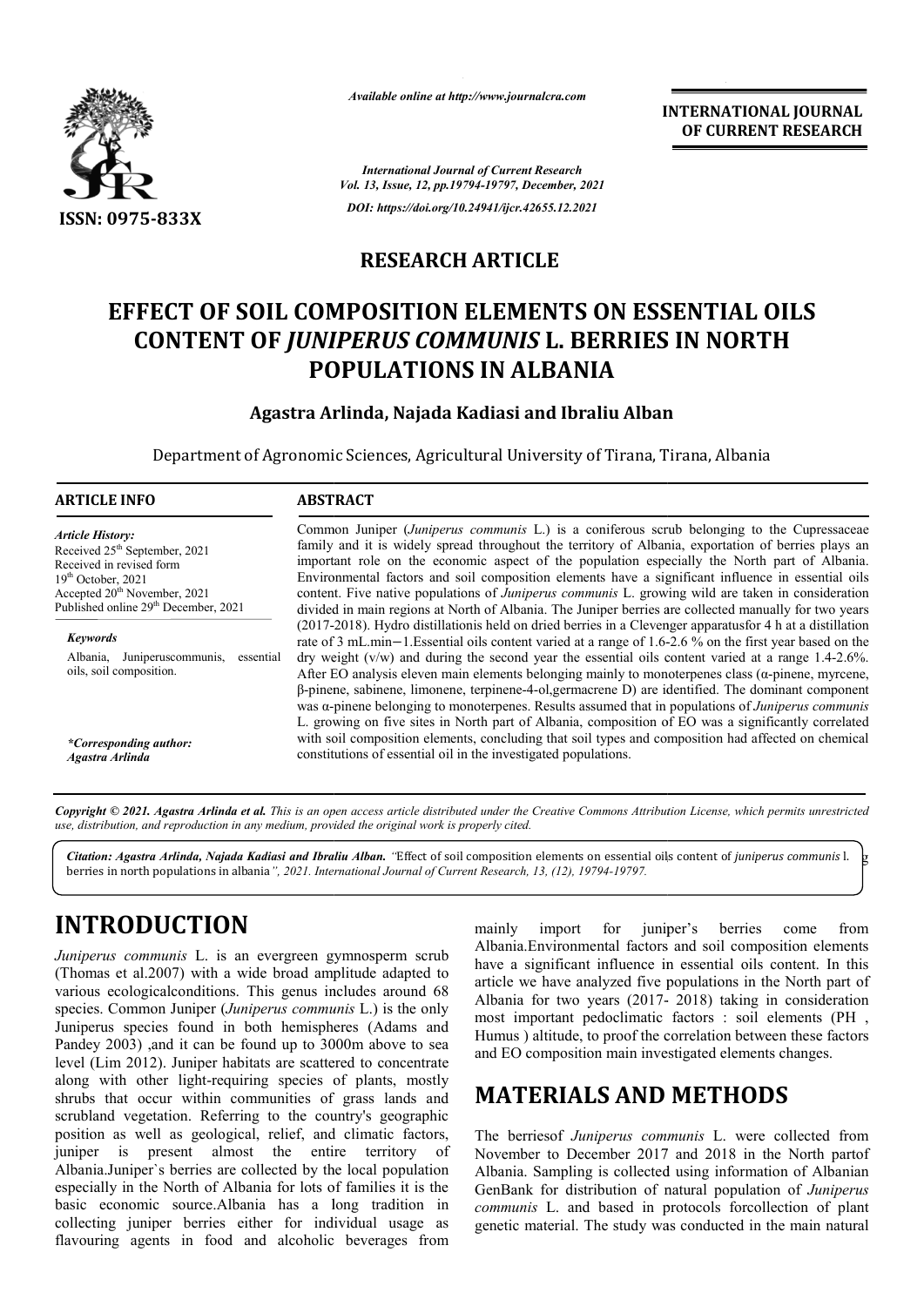*Available online at http://www.journalcra.com*

**INTERNATIONAL JOURNAL OF CURRENT RESEARCH**

*International Journal of Current Research*
*Vol. 13, Issue, 12, pp.19794-19797, December, 2021*

*DOI: https://doi.org/10.24941/ijcr.42655.12.2021*

ISSN: 0975-833X

**RESEARCH ARTICLE**

# EFFECT OF SOIL COMPOSITION ELEMENTS ON ESSENTIAL OILS CONTENT OF *JUNIPERUS COMMUNIS* L. BERRIES IN NORTH POPULATIONS IN ALBANIA

**Agastra Arlinda, Najada Kadiasi and Ibraliu Alban**

Department of Agronomic Sciences, Agricultural University of Tirana, Tirana, Albania

**ARTICLE INFO**

*Article History:*
Received 25th September, 2021
Received in revised form
19th October, 2021
Accepted 20th November, 2021
Published online 29th December, 2021

*Keywords*

Albania, Juniperuscommunis, essential oils, soil composition.

*\*Corresponding author:*
*Agastra Arlinda*

**ABSTRACT**

Common Juniper (*Juniperus communis* L.) is a coniferous scrub belonging to the Cupressaceae family and it is widely spread throughout the territory of Albania, exportation of berries plays an important role on the economic aspect of the population especially the North part of Albania. Environmental factors and soil composition elements have a significant influence in essential oils content. Five native populations of *Juniperus communis* L. growing wild are taken in consideration divided in main regions at North of Albania. The Juniper berries are collected manually for two years (2017-2018). Hydro distillationis held on dried berries in a Clevenger apparatusfor 4 h at a distillation rate of 3 mL.min−1.Essential oils content varied at a range of 1.6-2.6 % on the first year based on the dry weight (v/w) and during the second year the essential oils content varied at a range 1.4-2.6%. After EO analysis eleven main elements belonging mainly to monoterpenes class (α-pinene, myrcene, β-pinene, sabinene, limonene, terpinene-4-ol,germacrene D) are identified. The dominant component was α-pinene belonging to monoterpenes. Results assumed that in populations of *Juniperus communis* L. growing on five sites in North part of Albania, composition of EO was a significantly correlated with soil composition elements, concluding that soil types and composition had affected on chemical constitutions of essential oil in the investigated populations.

*Copyright © 2021. Agastra Arlinda et al. This is an open access article distributed under the Creative Commons Attribution License, which permits unrestricted use, distribution, and reproduction in any medium, provided the original work is properly cited.*

***Citation:** Agastra Arlinda, Najada Kadiasi and Ibraliu Alban. "Effect of soil composition elements on essential oils content of juniperus communis l. berries in north populations in albania", 2021. International Journal of Current Research, 13, (12), 19794-19797.*

# INTRODUCTION

*Juniperus communis* L. is an evergreen gymnosperm scrub (Thomas et al.2007) with a wide broad amplitude adapted to various ecologicalconditions. This genus includes around 68 species. Common Juniper (*Juniperus communis* L.) is the only Juniperus species found in both hemispheres (Adams and Pandey 2003) ,and it can be found up to 3000m above to sea level (Lim 2012). Juniper habitats are scattered to concentrate along with other light-requiring species of plants, mostly shrubs that occur within communities of grass lands and scrubland vegetation. Referring to the country's geographic position as well as geological, relief, and climatic factors, juniper is present almost the entire territory of Albania.Juniper`s berries are collected by the local population especially in the North of Albania for lots of families it is the basic economic source.Albania has a long tradition in collecting juniper berries either for individual usage as flavouring agents in food and alcoholic beverages from mainly import for juniper's berries come from Albania.Environmental factors and soil composition elements have a significant influence in essential oils content. In this article we have analyzed five populations in the North part of Albania for two years (2017- 2018) taking in consideration most important pedoclimatic factors : soil elements (PH , Humus ) altitude, to proof the correlation between these factors and EO composition main investigated elements changes.

# MATERIALS AND METHODS

The berriesof *Juniperus communis* L. were collected from November to December 2017 and 2018 in the North partof Albania. Sampling is collected using information of Albanian GenBank for distribution of natural population of *Juniperus communis* L. and based in protocols forcollection of plant genetic material. The study was conducted in the main natural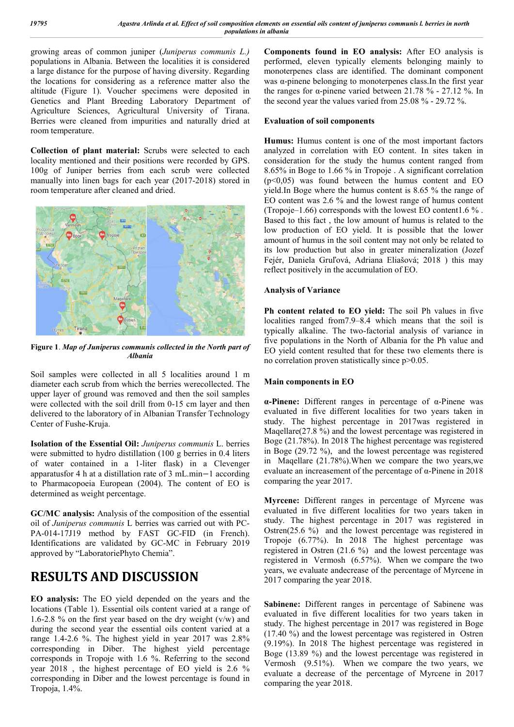growing areas of common juniper (*Juniperus communis L.)* populations in Albania. Between the localities it is considered a large distance for the purpose of having diversity. Regarding the locations for considering as a reference matter also the altitude (Figure 1). Voucher specimens were deposited in Genetics and Plant Breeding Laboratory Department of Agriculture Sciences, Agricultural University of Tirana. Berries were cleaned from impurities and naturally dried at room temperature.

**Collection of plant material:** Scrubs were selected to each locality mentioned and their positions were recorded by GPS. 100g of Juniper berries from each scrub were collected manually into linen bags for each year (2017-2018) stored in room temperature after cleaned and dried.

**Figure 1**. *Map of Juniperus communis collected in the North part of Albania*

Soil samples were collected in all 5 localities around 1 m diameter each scrub from which the berries werecollected. The upper layer of ground was removed and then the soil samples were collected with the soil drill from 0-15 cm layer and then delivered to the laboratory of in Albanian Transfer Technology Center of Fushe-Kruja.

**Isolation of the Essential Oil:** *Juniperus communis* L. berries were submitted to hydro distillation (100 g berries in 0.4 liters of water contained in a 1-liter flask) in a Clevenger apparatusfor 4 h at a distillation rate of 3 mL.min−1 according to Pharmacopoeia European (2004). The content of EO is determined as weight percentage.

**GC/MC analysis:** Analysis of the composition of the essential oil of *Juniperus communis* L berries was carried out with PC-PA-014-17J19 method by FAST GC-FID (in French). Identifications are validated by GC-MC in February 2019 approved by "LaboratoriePhyto Chemia".

# RESULTS AND DISCUSSION

**EO analysis:** The EO yield depended on the years and the locations (Table 1). Essential oils content varied at a range of 1.6-2.8 % on the first year based on the dry weight (v/w) and during the second year the essential oils content varied at a range 1.4-2.6 %. The highest yield in year 2017 was 2.8% corresponding in Diber. The highest yield percentage corresponds in Tropoje with 1.6 %. Referring to the second year 2018 , the highest percentage of EO yield is 2.6 % corresponding in Diber and the lowest percentage is found in Tropoja, 1.4%.

**Components found in EO analysis:** After EO analysis is performed, eleven typically elements belonging mainly to monoterpenes class are identified. The dominant component was α-pinene belonging to monoterpenes class.In the first year the ranges for α-pinene varied between 21.78 % - 27.12 %. In the second year the values varied from 25.08 % - 29.72 %.

**Evaluation of soil components**

**Humus:** Humus content is one of the most important factors analyzed in correlation with EO content. In sites taken in consideration for the study the humus content ranged from 8.65% in Boge to 1.66 % in Tropoje . A significant correlation ($p<0,05$) was found between the humus content and EO yield.In Boge where the humus content is 8.65 % the range of EO content was 2.6 % and the lowest range of humus content (Tropoje–1.66) corresponds with the lowest EO content1.6 % . Based to this fact , the low amount of humus is related to the low production of EO yield. It is possible that the lower amount of humus in the soil content may not only be related to its low production but also in greater mineralization (Jozef Fejér, Daniela Gruľová, Adriana Eliašová; 2018 ) this may reflect positively in the accumulation of EO.

**Analysis of Variance**

**Ph content related to EO yield:** The soil Ph values in five localities ranged from7.9–8.4 which means that the soil is typically alkaline. The two-factorial analysis of variance in five populations in the North of Albania for the Ph value and EO yield content resulted that for these two elements there is no correlation proven statistically since $p>0.05$.

**Main components in EO**

**α-Pinene:** Different ranges in percentage of α-Pinene was evaluated in five different localities for two years taken in study. The highest percentage in 2017was registered in Maqellare(27.8 %) and the lowest percentage was registered in Boge (21.78%). In 2018 The highest percentage was registered in Boge (29.72 %), and the lowest percentage was registered in Maqellare (21.78%).When we compare the two years,we evaluate an increasement of the percentage of α-Pinene in 2018 comparing the year 2017.

**Myrcene:** Different ranges in percentage of Myrcene was evaluated in five different localities for two years taken in study. The highest percentage in 2017 was registered in Ostren(25.6 %) and the lowest percentage was registered in Tropoje (6.77%). In 2018 The highest percentage was registered in Ostren (21.6 %) and the lowest percentage was registered in Vermosh (6.57%). When we compare the two years, we evaluate andecrease of the percentage of Myrcene in 2017 comparing the year 2018.

**Sabinene:** Different ranges in percentage of Sabinene was evaluated in five different localities for two years taken in study. The highest percentage in 2017 was registered in Boge (17.40 %) and the lowest percentage was registered in Ostren (9.19%). In 2018 The highest percentage was registered in Boge (13.89 %) and the lowest percentage was registered in Vermosh (9.51%). When we compare the two years, we evaluate a decrease of the percentage of Myrcene in 2017 comparing the year 2018.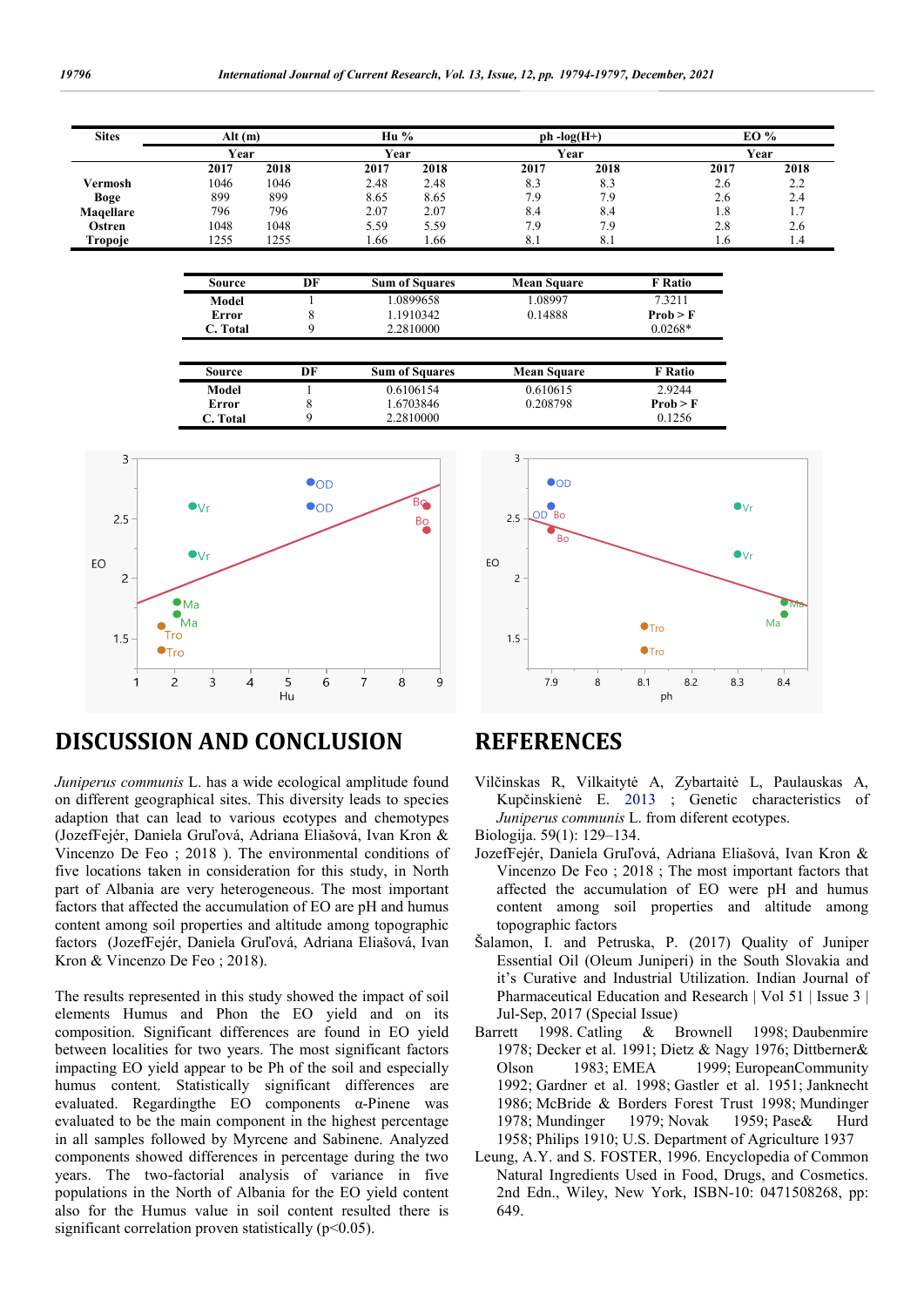| Sites | Alt (m) | | Hu % | | ph -log(H+) | | EO % | |
|---|---|---|---|---|---|---|---|---|
| | Year | | Year | | Year | | Year | |
| | 2017 | 2018 | 2017 | 2018 | 2017 | 2018 | 2017 | 2018 |
| **Vermosh** | 1046 | 1046 | 2.48 | 2.48 | 8.3 | 8.3 | 2.6 | 2.2 |
| **Boge** | 899 | 899 | 8.65 | 8.65 | 7.9 | 7.9 | 2.6 | 2.4 |
| **Maqellare** | 796 | 796 | 2.07 | 2.07 | 8.4 | 8.4 | 1.8 | 1.7 |
| **Ostren** | 1048 | 1048 | 5.59 | 5.59 | 7.9 | 7.9 | 2.8 | 2.6 |
| **Tropoje** | 1255 | 1255 | 1.66 | 1.66 | 8.1 | 8.1 | 1.6 | 1.4 |

| Source | DF | Sum of Squares | Mean Square | F Ratio |
|---|---|---|---|---|
| **Model** | 1 | 1.0899658 | 1.08997 | 7.3211 |
| **Error** | 8 | 1.1910342 | 0.14888 | **Prob > F** |
| **C. Total** | 9 | 2.2810000 | | 0.0268* |

| Source | DF | Sum of Squares | Mean Square | F Ratio |
|---|---|---|---|---|
| **Model** | 1 | 0.6106154 | 0.610615 | 2.9244 |
| **Error** | 8 | 1.6703846 | 0.208798 | **Prob > F** |
| **C. Total** | 9 | 2.2810000 | | 0.1256 |

## DISCUSSION AND CONCLUSION

*Juniperus communis* L. has a wide ecological amplitude found on different geographical sites. This diversity leads to species adaption that can lead to various ecotypes and chemotypes (JozefFejér, Daniela Gruľová, Adriana Eliašová, Ivan Kron & Vincenzo De Feo ; 2018 ). The environmental conditions of five locations taken in consideration for this study, in North part of Albania are very heterogeneous. The most important factors that affected the accumulation of EO are pH and humus content among soil properties and altitude among topographic factors (JozefFejér, Daniela Gruľová, Adriana Eliašová, Ivan Kron & Vincenzo De Feo ; 2018).

The results represented in this study showed the impact of soil elements Humus and Phon the EO yield and on its composition. Significant differences are found in EO yield between localities for two years. The most significant factors impacting EO yield appear to be Ph of the soil and especially humus content. Statistically significant differences are evaluated. Regardingthe EO components α-Pinene was evaluated to be the main component in the highest percentage in all samples followed by Myrcene and Sabinene. Analyzed components showed differences in percentage during the two years. The two-factorial analysis of variance in five populations in the North of Albania for the EO yield content also for the Humus value in soil content resulted there is significant correlation proven statistically ($p<0.05$).

## REFERENCES

Vilčinskas R, Vilkaitytė A, Zybartaitė L, Paulauskas A, Kupčinskienė E. 2013 ; Genetic characteristics of *Juniperus communis* L. from diferent ecotypes.

Biologija. 59(1): 129–134.

JozefFejér, Daniela Gruľová, Adriana Eliašová, Ivan Kron & Vincenzo De Feo ; 2018 ; The most important factors that affected the accumulation of EO were pH and humus content among soil properties and altitude among topographic factors

Šalamon, I. and Petruska, P. (2017) Quality of Juniper Essential Oil (Oleum Juniperi) in the South Slovakia and it's Curative and Industrial Utilization. Indian Journal of Pharmaceutical Education and Research | Vol 51 | Issue 3 | Jul-Sep, 2017 (Special Issue)

Barrett 1998. Catling & Brownell 1998; Daubenmire 1978; Decker et al. 1991; Dietz & Nagy 1976; Dittberner& Olson 1983; EMEA 1999; EuropeanCommunity 1992; Gardner et al. 1998; Gastler et al. 1951; Janknecht 1986; McBride & Borders Forest Trust 1998; Mundinger 1978; Mundinger 1979; Novak 1959; Pase& Hurd 1958; Philips 1910; U.S. Department of Agriculture 1937

Leung, A.Y. and S. FOSTER, 1996. Encyclopedia of Common Natural Ingredients Used in Food, Drugs, and Cosmetics. 2nd Edn., Wiley, New York, ISBN-10: 0471508268, pp: 649.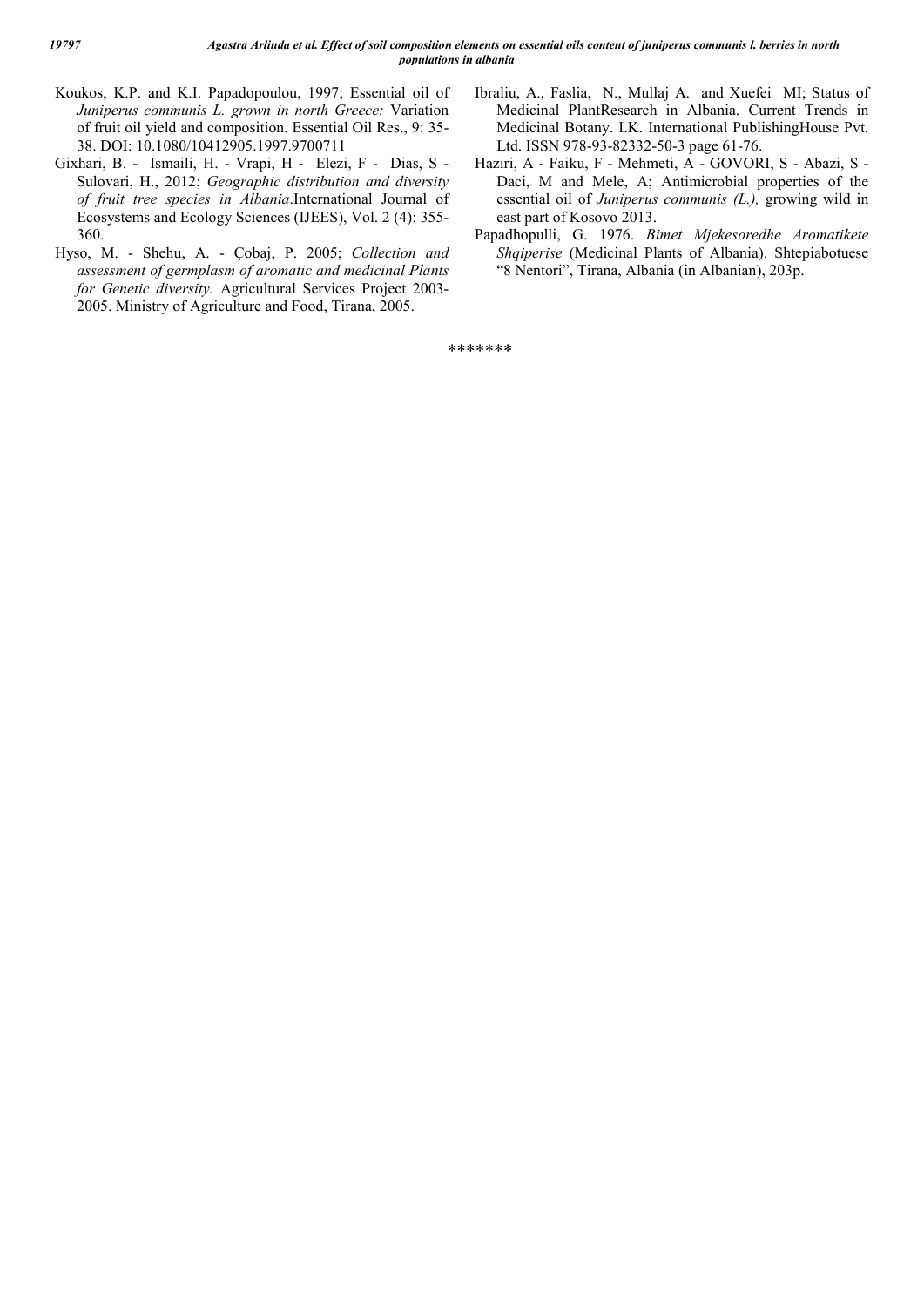Koukos, K.P. and K.I. Papadopoulou, 1997; Essential oil of *Juniperus communis L. grown in north Greece:* Variation of fruit oil yield and composition. Essential Oil Res., 9: 35-38. DOI: 10.1080/10412905.1997.9700711

Gixhari, B. - Ismaili, H. - Vrapi, H - Elezi, F - Dias, S - Sulovari, H., 2012; *Geographic distribution and diversity of fruit tree species in Albania*.International Journal of Ecosystems and Ecology Sciences (IJEES), Vol. 2 (4): 355-360.

Hyso, M. - Shehu, A. - Çobaj, P. 2005; *Collection and assessment of germplasm of aromatic and medicinal Plants for Genetic diversity.* Agricultural Services Project 2003-2005. Ministry of Agriculture and Food, Tirana, 2005.

Ibraliu, A., Faslia, N., Mullaj A. and Xuefei MI; Status of Medicinal PlantResearch in Albania. Current Trends in Medicinal Botany. I.K. International PublishingHouse Pvt. Ltd. ISSN 978-93-82332-50-3 page 61-76.

Haziri, A - Faiku, F - Mehmeti, A - GOVORI, S - Abazi, S - Daci, M and Mele, A; Antimicrobial properties of the essential oil of *Juniperus communis (L.),* growing wild in east part of Kosovo 2013.

Papadhopulli, G. 1976. *Bimet Mjekesoredhe Aromatikete Shqiperise* (Medicinal Plants of Albania). Shtepiabotuese "8 Nentori", Tirana, Albania (in Albanian), 203p.

\*\*\*\*\*\*\*